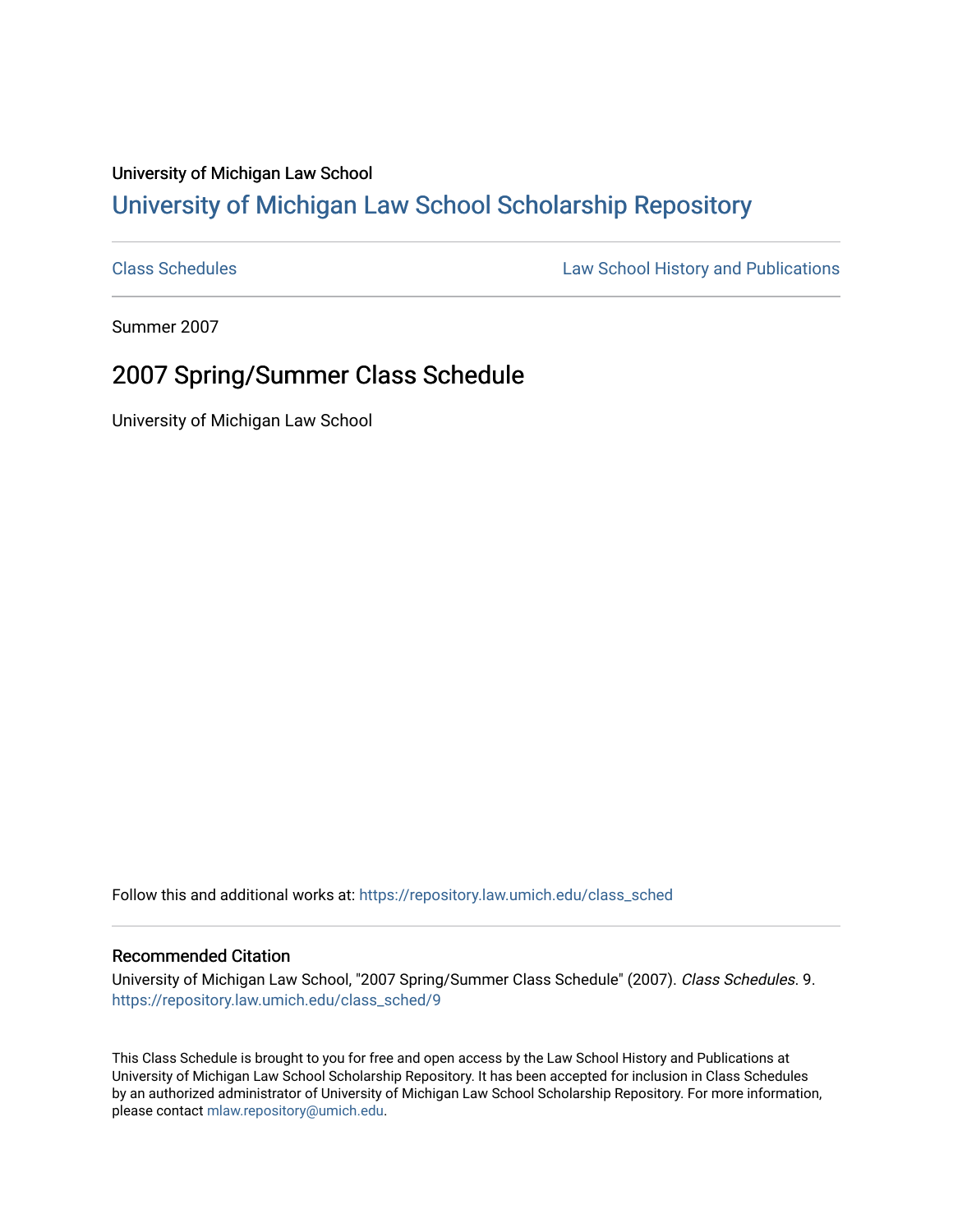University of Michigan Law School

# University of Michigan Law School Scholarship Repository

Class Schedules | Law School History and Publications

Summer 2007

## 2007 Spring/Summer Class Schedule

University of Michigan Law School

Follow this and additional works at: https://repository.law.umich.edu/class_sched

### Recommended Citation

University of Michigan Law School, "2007 Spring/Summer Class Schedule" (2007). *Class Schedules*. 9. https://repository.law.umich.edu/class_sched/9

This Class Schedule is brought to you for free and open access by the Law School History and Publications at University of Michigan Law School Scholarship Repository. It has been accepted for inclusion in Class Schedules by an authorized administrator of University of Michigan Law School Scholarship Repository. For more information, please contact mlaw.repository@umich.edu.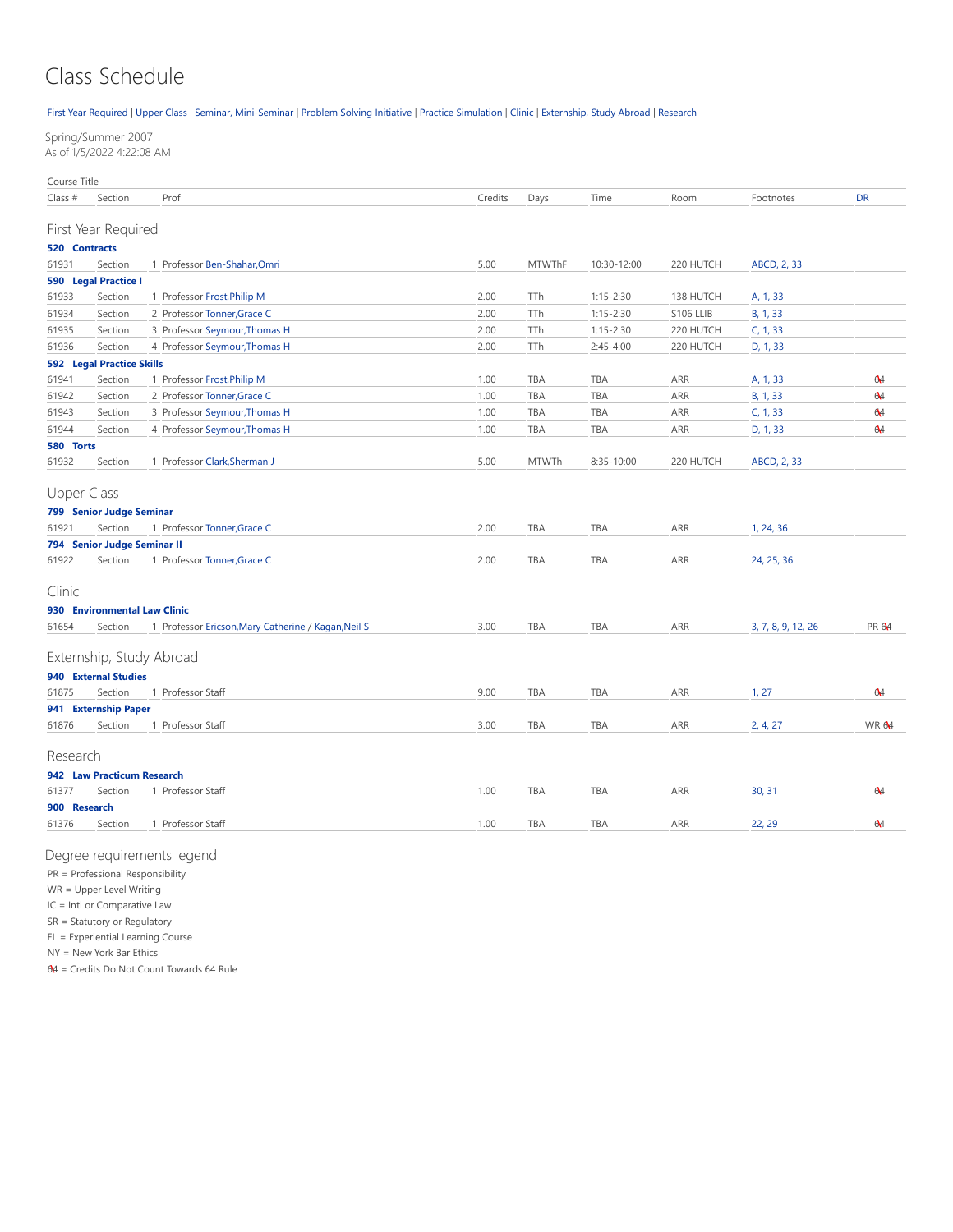# Class Schedule

First Year Required | Upper Class | Seminar, Mini-Seminar | Problem Solving Initiative | Practice Simulation | Clinic | Externship, Study Abroad | Research

Spring/Summer 2007
As of 1/5/2022 4:22:08 AM

| Class # | Section | Prof | Credits | Days | Time | Room | Footnotes | DR |
|---|---|---|---|---|---|---|---|---|
| **First Year Required** | | | | | | | | |
| **520 Contracts** | | | | | | | | |
| 61931 | Section 1 | Professor Ben-Shahar,Omri | 5.00 | MTWThF | 10:30-12:00 | 220 HUTCH | ABCD, 2, 33 | |
| **590 Legal Practice I** | | | | | | | | |
| 61933 | Section 1 | Professor Frost,Philip M | 2.00 | TTh | 1:15-2:30 | 138 HUTCH | A, 1, 33 | |
| 61934 | Section 2 | Professor Tonner,Grace C | 2.00 | TTh | 1:15-2:30 | S106 LLIB | B, 1, 33 | |
| 61935 | Section 3 | Professor Seymour,Thomas H | 2.00 | TTh | 1:15-2:30 | 220 HUTCH | C, 1, 33 | |
| 61936 | Section 4 | Professor Seymour,Thomas H | 2.00 | TTh | 2:45-4:00 | 220 HUTCH | D, 1, 33 | |
| **592 Legal Practice Skills** | | | | | | | | |
| 61941 | Section 1 | Professor Frost,Philip M | 1.00 | TBA | TBA | ARR | A, 1, 33 | 64 |
| 61942 | Section 2 | Professor Tonner,Grace C | 1.00 | TBA | TBA | ARR | B, 1, 33 | 64 |
| 61943 | Section 3 | Professor Seymour,Thomas H | 1.00 | TBA | TBA | ARR | C, 1, 33 | 64 |
| 61944 | Section 4 | Professor Seymour,Thomas H | 1.00 | TBA | TBA | ARR | D, 1, 33 | 64 |
| **580 Torts** | | | | | | | | |
| 61932 | Section 1 | Professor Clark,Sherman J | 5.00 | MTWTh | 8:35-10:00 | 220 HUTCH | ABCD, 2, 33 | |
| **Upper Class** | | | | | | | | |
| **799 Senior Judge Seminar** | | | | | | | | |
| 61921 | Section 1 | Professor Tonner,Grace C | 2.00 | TBA | TBA | ARR | 1, 24, 36 | |
| **794 Senior Judge Seminar II** | | | | | | | | |
| 61922 | Section 1 | Professor Tonner,Grace C | 2.00 | TBA | TBA | ARR | 24, 25, 36 | |
| **Clinic** | | | | | | | | |
| **930 Environmental Law Clinic** | | | | | | | | |
| 61654 | Section 1 | Professor Ericson,Mary Catherine / Kagan,Neil S | 3.00 | TBA | TBA | ARR | 3, 7, 8, 9, 12, 26 | PR 64 |
| **Externship, Study Abroad** | | | | | | | | |
| **940 External Studies** | | | | | | | | |
| 61875 | Section 1 | Professor Staff | 9.00 | TBA | TBA | ARR | 1, 27 | 64 |
| **941 Externship Paper** | | | | | | | | |
| 61876 | Section 1 | Professor Staff | 3.00 | TBA | TBA | ARR | 2, 4, 27 | WR 64 |
| **Research** | | | | | | | | |
| **942 Law Practicum Research** | | | | | | | | |
| 61377 | Section 1 | Professor Staff | 1.00 | TBA | TBA | ARR | 30, 31 | 64 |
| **900 Research** | | | | | | | | |
| 61376 | Section 1 | Professor Staff | 1.00 | TBA | TBA | ARR | 22, 29 | 64 |

## Degree requirements legend

PR = Professional Responsibility
WR = Upper Level Writing
IC = Intl or Comparative Law
SR = Statutory or Regulatory
EL = Experiential Learning Course
NY = New York Bar Ethics
64 = Credits Do Not Count Towards 64 Rule